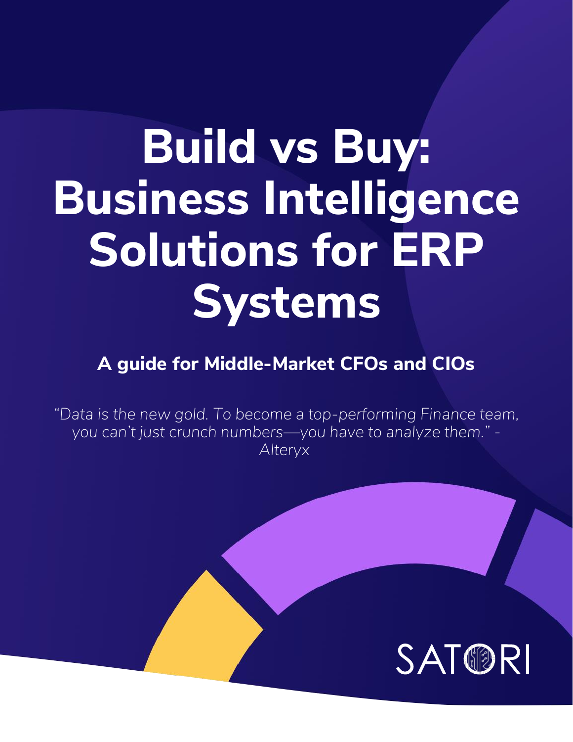# Build vs Buy: Business Intelligence Solutions for ERP Systems

## A guide for Middle-Market CFOs and CIOs

*"Data is the new gold. To become a top-performing Finance team, you can't just crunch numbers—you have to analyze them." - Alteryx*

SATORI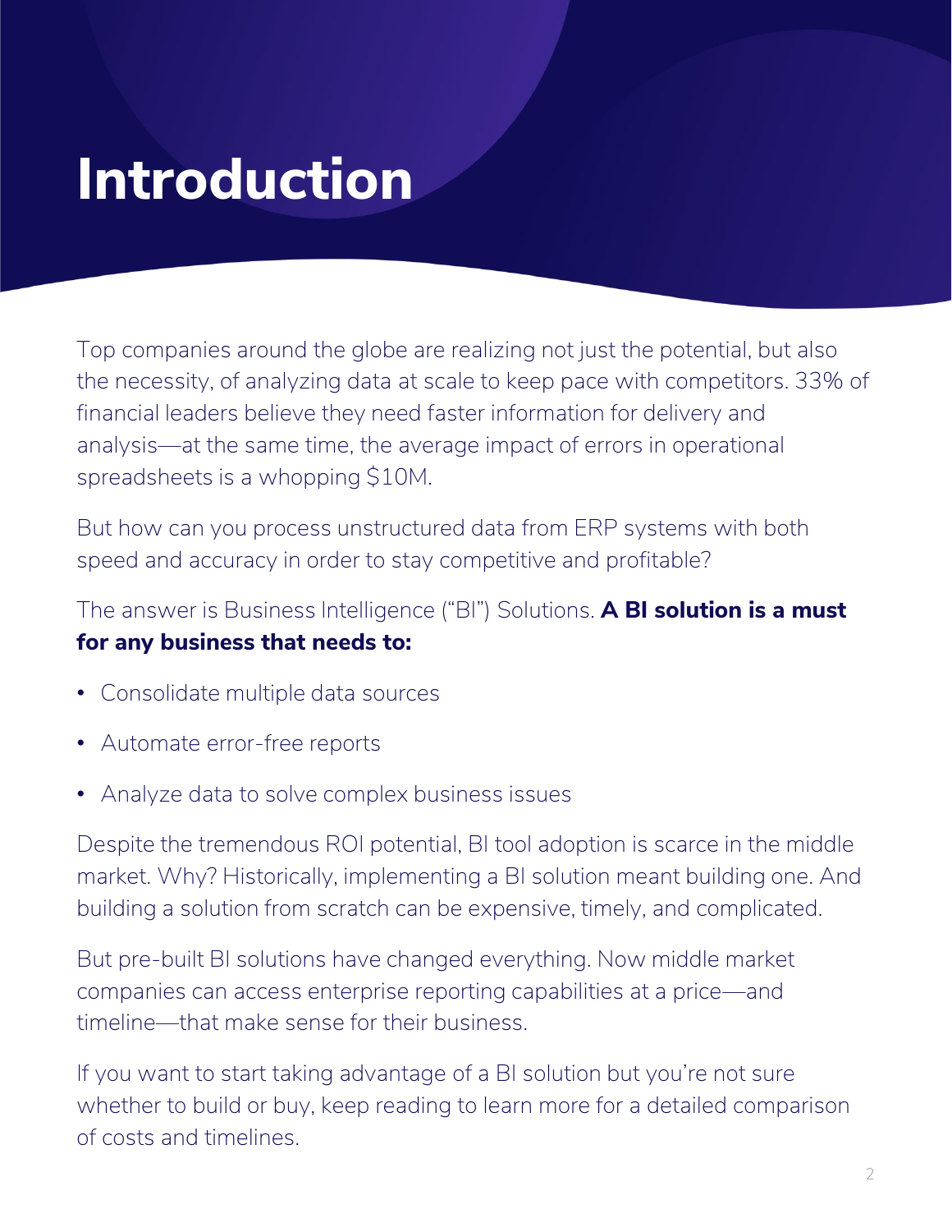# Introduction

Top companies around the globe are realizing not just the potential, but also the necessity, of analyzing data at scale to keep pace with competitors. 33% of financial leaders believe they need faster information for delivery and analysis—at the same time, the average impact of errors in operational spreadsheets is a whopping $10M.

But how can you process unstructured data from ERP systems with both speed and accuracy in order to stay competitive and profitable?

The answer is Business Intelligence ("BI") Solutions. **A BI solution is a must for any business that needs to:**

- Consolidate multiple data sources
- Automate error-free reports
- Analyze data to solve complex business issues

Despite the tremendous ROI potential, BI tool adoption is scarce in the middle market. Why? Historically, implementing a BI solution meant building one. And building a solution from scratch can be expensive, timely, and complicated.

But pre-built BI solutions have changed everything. Now middle market companies can access enterprise reporting capabilities at a price—and timeline—that make sense for their business.

If you want to start taking advantage of a BI solution but you're not sure whether to build or buy, keep reading to learn more for a detailed comparison of costs and timelines.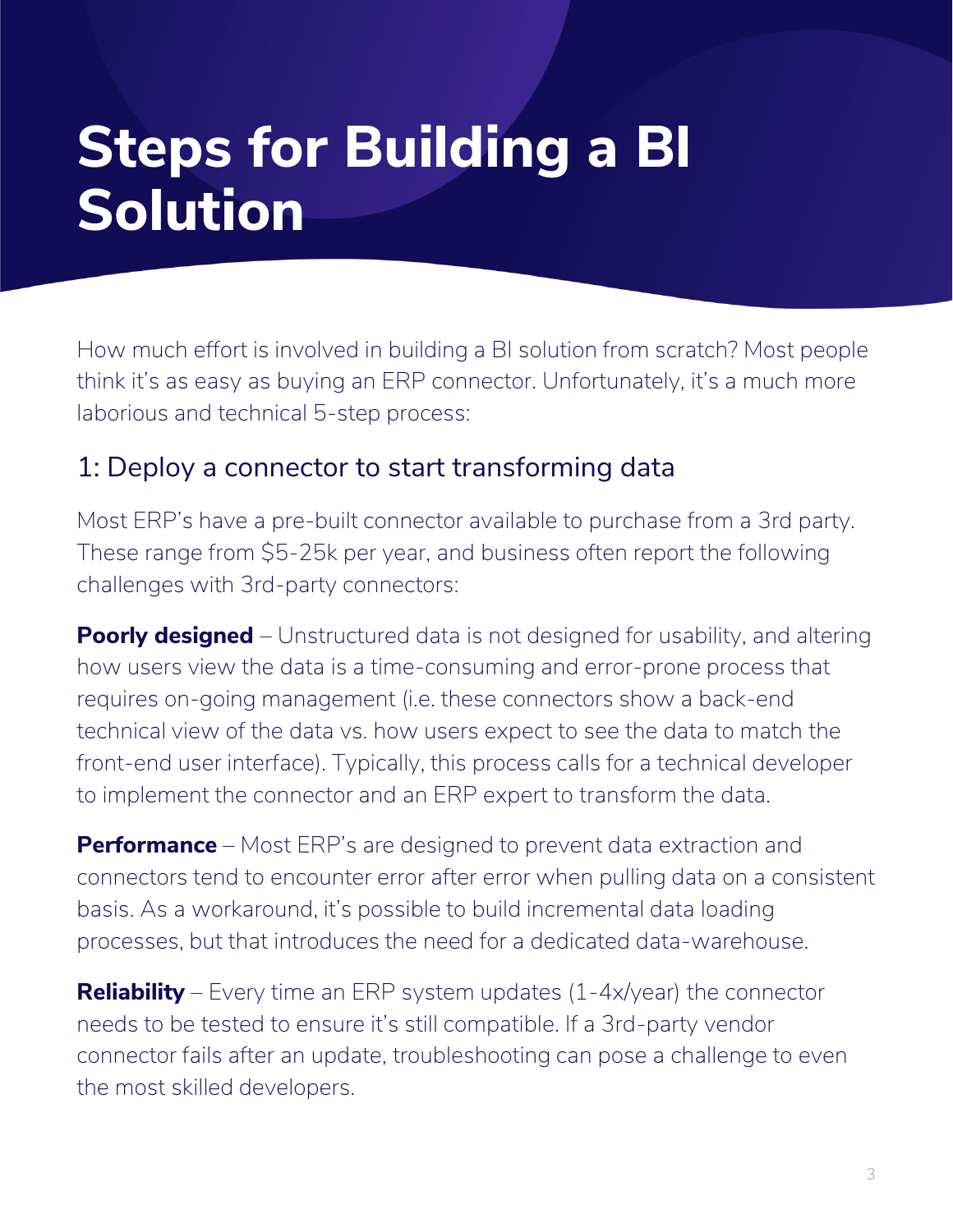# Steps for Building a BI Solution

How much effort is involved in building a BI solution from scratch? Most people think it's as easy as buying an ERP connector. Unfortunately, it's a much more laborious and technical 5-step process:

## 1: Deploy a connector to start transforming data

Most ERP's have a pre-built connector available to purchase from a 3rd party. These range from $5-25k per year, and business often report the following challenges with 3rd-party connectors:

**Poorly designed** – Unstructured data is not designed for usability, and altering how users view the data is a time-consuming and error-prone process that requires on-going management (i.e. these connectors show a back-end technical view of the data vs. how users expect to see the data to match the front-end user interface). Typically, this process calls for a technical developer to implement the connector and an ERP expert to transform the data.

**Performance** – Most ERP's are designed to prevent data extraction and connectors tend to encounter error after error when pulling data on a consistent basis. As a workaround, it's possible to build incremental data loading processes, but that introduces the need for a dedicated data-warehouse.

**Reliability** – Every time an ERP system updates (1-4x/year) the connector needs to be tested to ensure it's still compatible. If a 3rd-party vendor connector fails after an update, troubleshooting can pose a challenge to even the most skilled developers.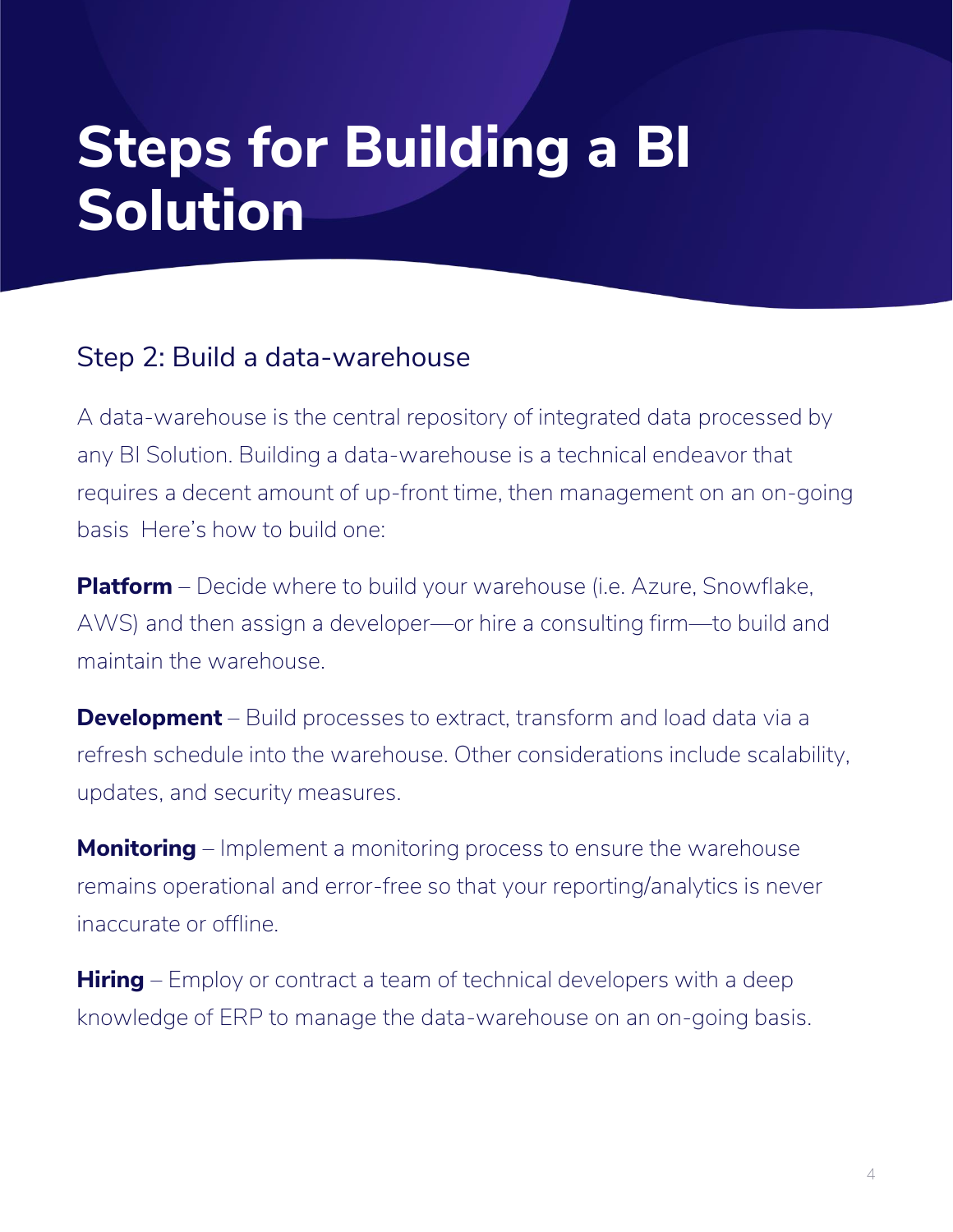# Steps for Building a BI Solution

## Step 2: Build a data-warehouse

A data-warehouse is the central repository of integrated data processed by any BI Solution. Building a data-warehouse is a technical endeavor that requires a decent amount of up-front time, then management on an on-going basis  Here's how to build one:

**Platform** – Decide where to build your warehouse (i.e. Azure, Snowflake, AWS) and then assign a developer—or hire a consulting firm—to build and maintain the warehouse.

**Development** – Build processes to extract, transform and load data via a refresh schedule into the warehouse. Other considerations include scalability, updates, and security measures.

**Monitoring** – Implement a monitoring process to ensure the warehouse remains operational and error-free so that your reporting/analytics is never inaccurate or offline.

**Hiring** – Employ or contract a team of technical developers with a deep knowledge of ERP to manage the data-warehouse on an on-going basis.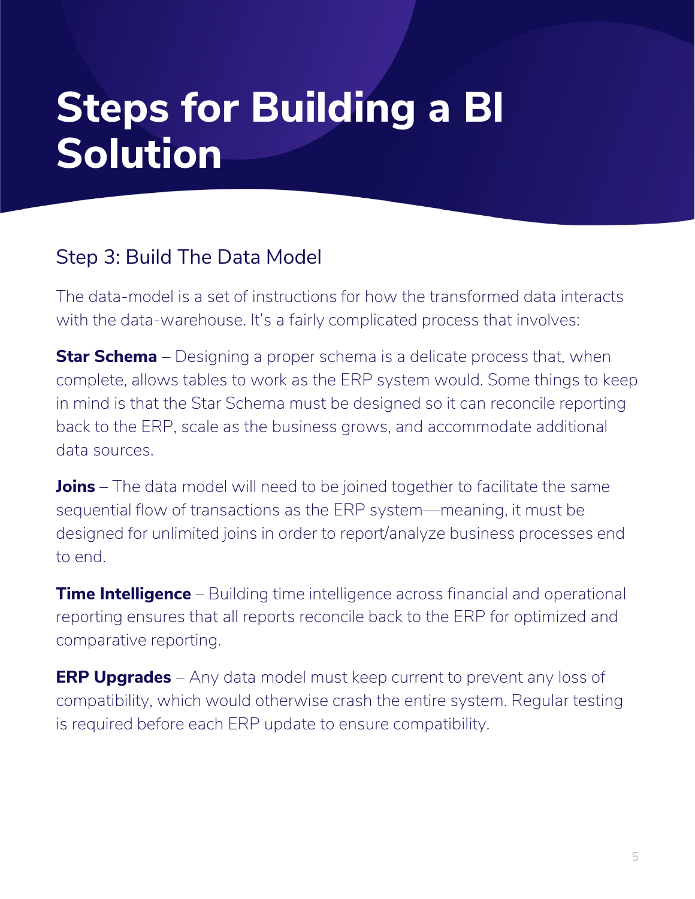# Steps for Building a BI Solution

## Step 3: Build The Data Model

The data-model is a set of instructions for how the transformed data interacts with the data-warehouse. It's a fairly complicated process that involves:

**Star Schema** – Designing a proper schema is a delicate process that, when complete, allows tables to work as the ERP system would. Some things to keep in mind is that the Star Schema must be designed so it can reconcile reporting back to the ERP, scale as the business grows, and accommodate additional data sources.

**Joins** – The data model will need to be joined together to facilitate the same sequential flow of transactions as the ERP system—meaning, it must be designed for unlimited joins in order to report/analyze business processes end to end.

**Time Intelligence** – Building time intelligence across financial and operational reporting ensures that all reports reconcile back to the ERP for optimized and comparative reporting.

**ERP Upgrades** – Any data model must keep current to prevent any loss of compatibility, which would otherwise crash the entire system. Regular testing is required before each ERP update to ensure compatibility.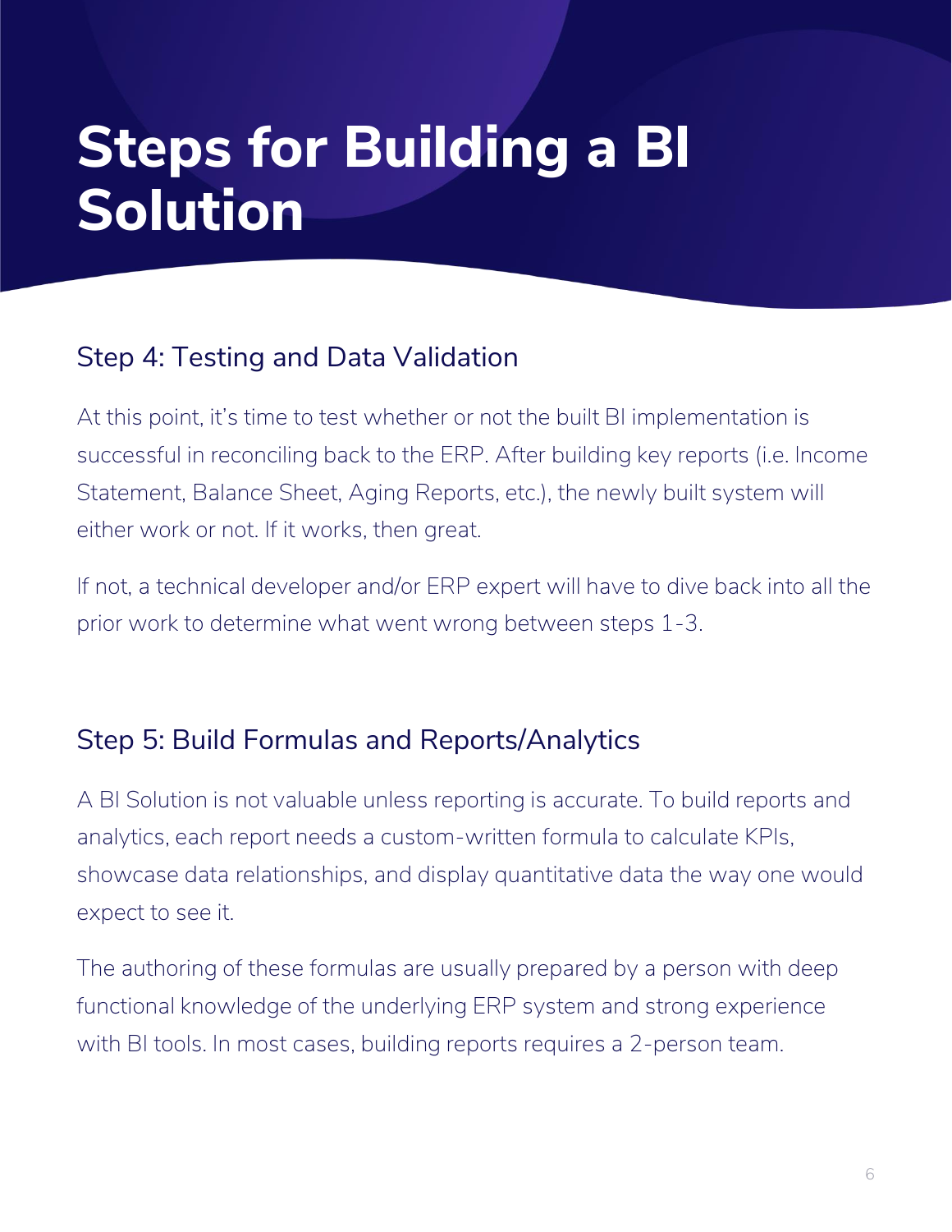# Steps for Building a BI Solution

## Step 4: Testing and Data Validation

At this point, it's time to test whether or not the built BI implementation is successful in reconciling back to the ERP. After building key reports (i.e. Income Statement, Balance Sheet, Aging Reports, etc.), the newly built system will either work or not. If it works, then great.

If not, a technical developer and/or ERP expert will have to dive back into all the prior work to determine what went wrong between steps 1-3.

## Step 5: Build Formulas and Reports/Analytics

A BI Solution is not valuable unless reporting is accurate. To build reports and analytics, each report needs a custom-written formula to calculate KPIs, showcase data relationships, and display quantitative data the way one would expect to see it.

The authoring of these formulas are usually prepared by a person with deep functional knowledge of the underlying ERP system and strong experience with BI tools. In most cases, building reports requires a 2-person team.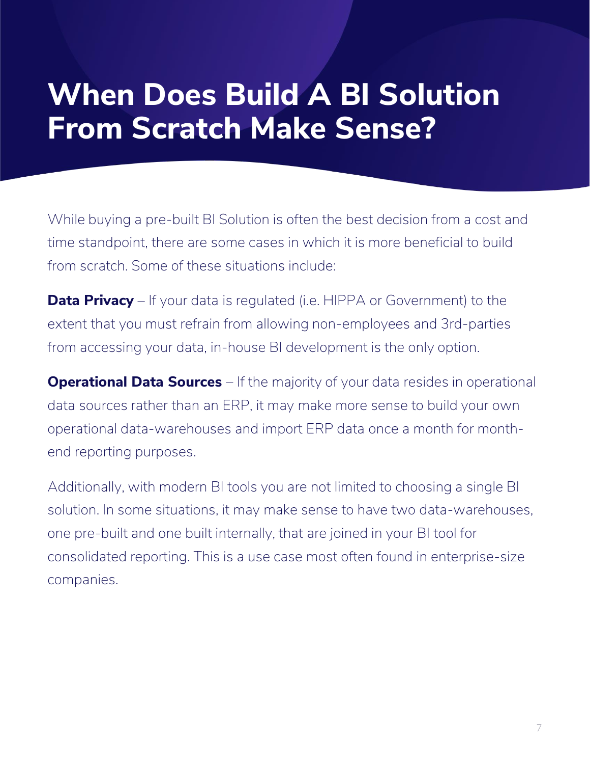# When Does Build A BI Solution From Scratch Make Sense?

While buying a pre-built BI Solution is often the best decision from a cost and time standpoint, there are some cases in which it is more beneficial to build from scratch. Some of these situations include:

**Data Privacy** – If your data is regulated (i.e. HIPPA or Government) to the extent that you must refrain from allowing non-employees and 3rd-parties from accessing your data, in-house BI development is the only option.

**Operational Data Sources** – If the majority of your data resides in operational data sources rather than an ERP, it may make more sense to build your own operational data-warehouses and import ERP data once a month for month-end reporting purposes.

Additionally, with modern BI tools you are not limited to choosing a single BI solution. In some situations, it may make sense to have two data-warehouses, one pre-built and one built internally, that are joined in your BI tool for consolidated reporting. This is a use case most often found in enterprise-size companies.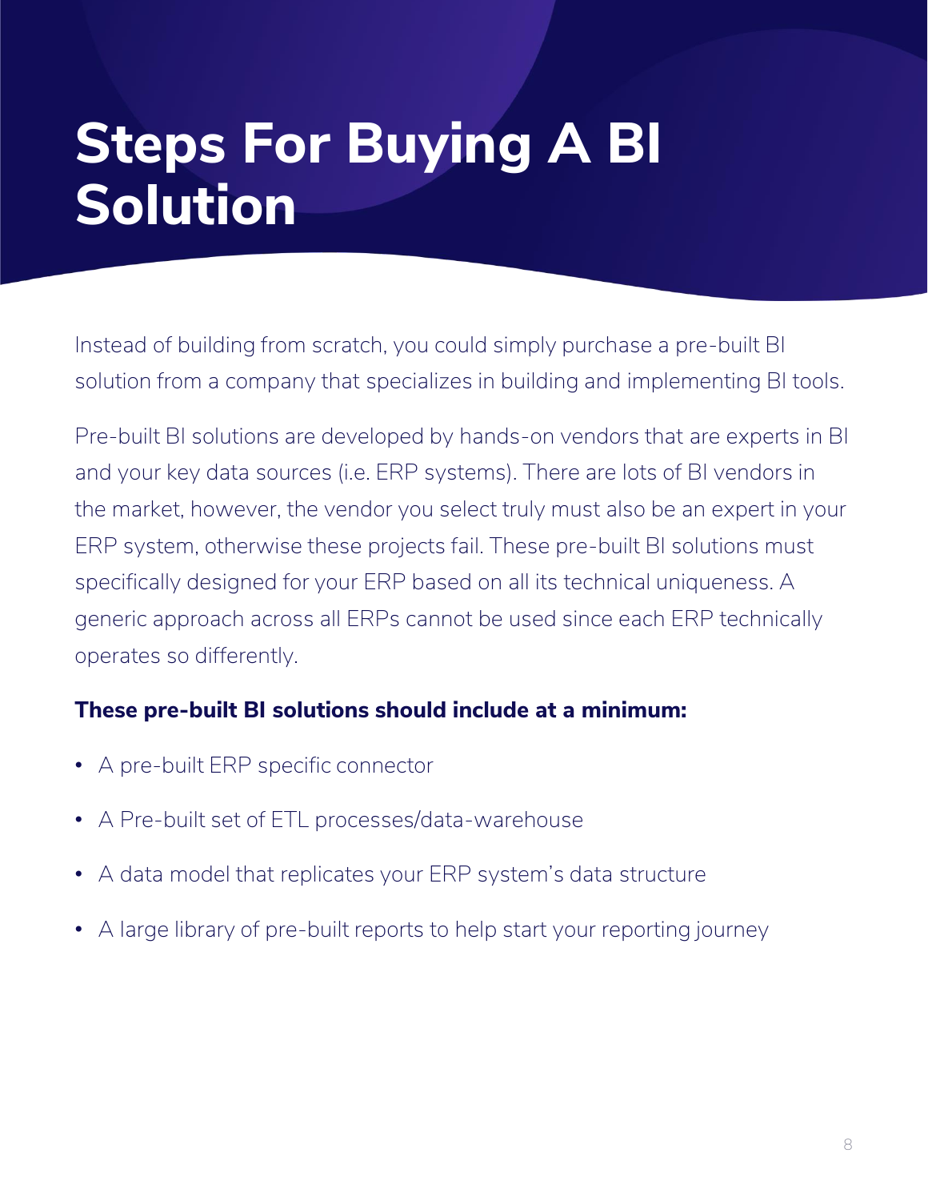# Steps For Buying A BI Solution

Instead of building from scratch, you could simply purchase a pre-built BI solution from a company that specializes in building and implementing BI tools.

Pre-built BI solutions are developed by hands-on vendors that are experts in BI and your key data sources (i.e. ERP systems). There are lots of BI vendors in the market, however, the vendor you select truly must also be an expert in your ERP system, otherwise these projects fail. These pre-built BI solutions must specifically designed for your ERP based on all its technical uniqueness. A generic approach across all ERPs cannot be used since each ERP technically operates so differently.

**These pre-built BI solutions should include at a minimum:**

- A pre-built ERP specific connector
- A Pre-built set of ETL processes/data-warehouse
- A data model that replicates your ERP system's data structure
- A large library of pre-built reports to help start your reporting journey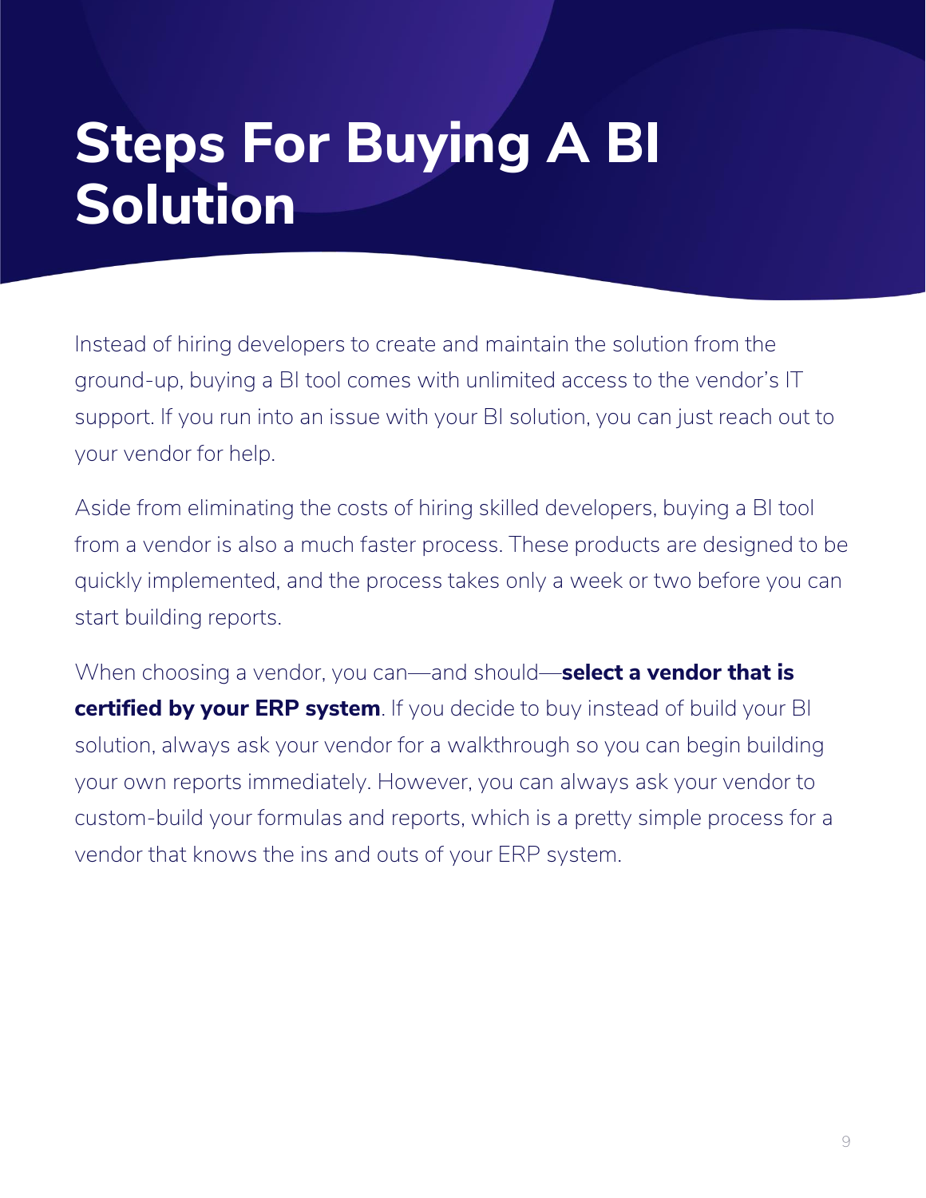# Steps For Buying A BI Solution

Instead of hiring developers to create and maintain the solution from the ground-up, buying a BI tool comes with unlimited access to the vendor's IT support. If you run into an issue with your BI solution, you can just reach out to your vendor for help.

Aside from eliminating the costs of hiring skilled developers, buying a BI tool from a vendor is also a much faster process. These products are designed to be quickly implemented, and the process takes only a week or two before you can start building reports.

When choosing a vendor, you can—and should—**select a vendor that is certified by your ERP system**. If you decide to buy instead of build your BI solution, always ask your vendor for a walkthrough so you can begin building your own reports immediately. However, you can always ask your vendor to custom-build your formulas and reports, which is a pretty simple process for a vendor that knows the ins and outs of your ERP system.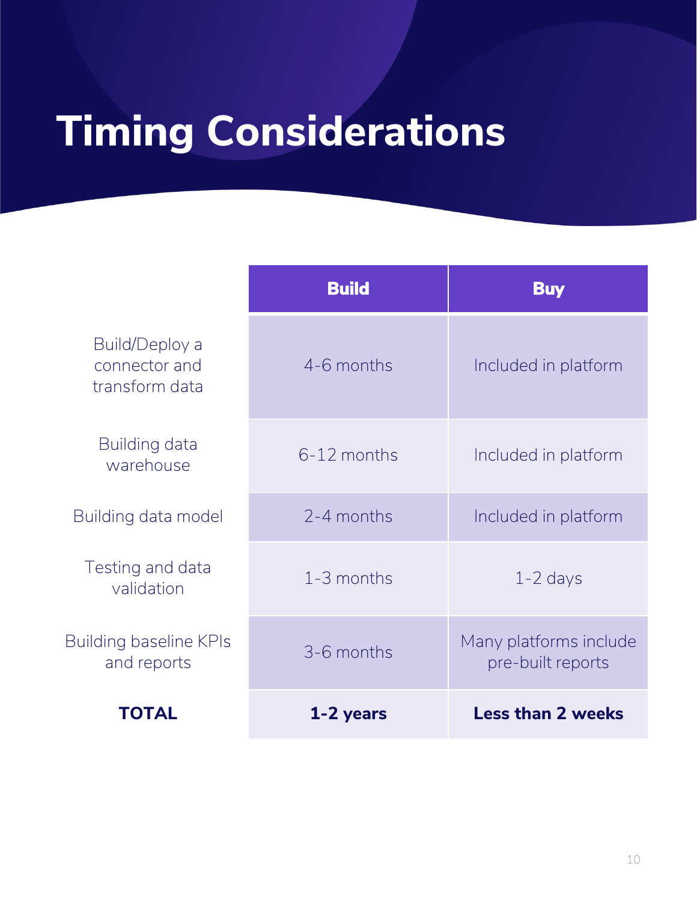# Timing Considerations

| | Build | Buy |
|---|---|---|
| Build/Deploy a connector and transform data | 4-6 months | Included in platform |
| Building data warehouse | 6-12 months | Included in platform |
| Building data model | 2-4 months | Included in platform |
| Testing and data validation | 1-3 months | 1-2 days |
| Building baseline KPIs and reports | 3-6 months | Many platforms include pre-built reports |
| **TOTAL** | **1-2 years** | **Less than 2 weeks** |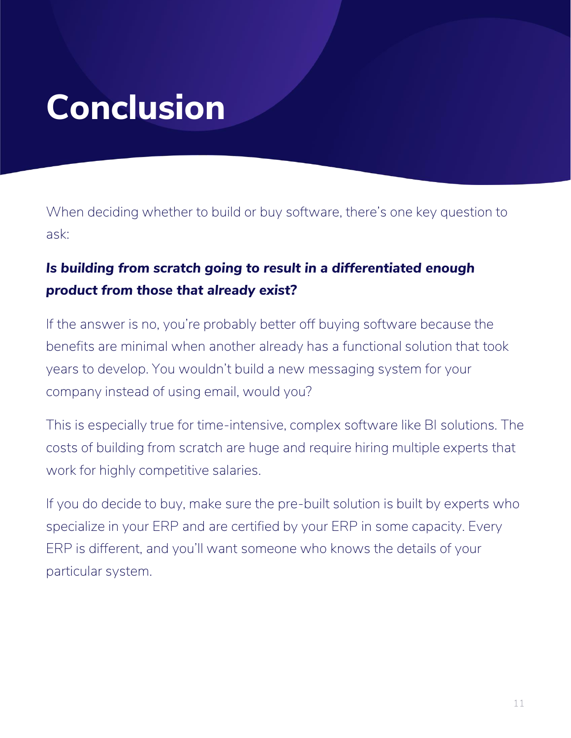# Conclusion

When deciding whether to build or buy software, there's one key question to ask:

***Is building from scratch going to result in a differentiated enough product from those that already exist?***

If the answer is no, you're probably better off buying software because the benefits are minimal when another already has a functional solution that took years to develop. You wouldn't build a new messaging system for your company instead of using email, would you?

This is especially true for time-intensive, complex software like BI solutions. The costs of building from scratch are huge and require hiring multiple experts that work for highly competitive salaries.

If you do decide to buy, make sure the pre-built solution is built by experts who specialize in your ERP and are certified by your ERP in some capacity. Every ERP is different, and you'll want someone who knows the details of your particular system.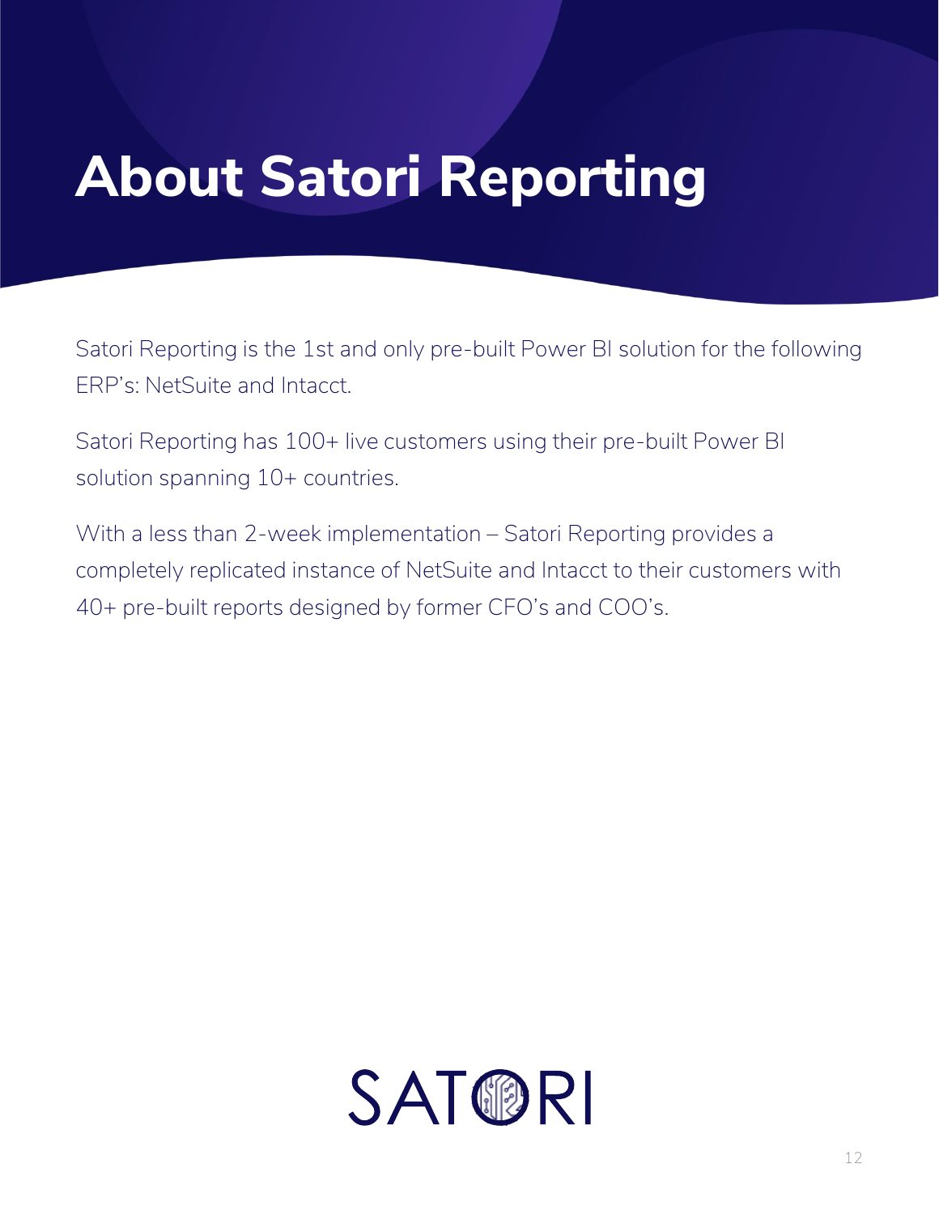# About Satori Reporting

Satori Reporting is the 1st and only pre-built Power BI solution for the following ERP's: NetSuite and Intacct.

Satori Reporting has 100+ live customers using their pre-built Power BI solution spanning 10+ countries.

With a less than 2-week implementation – Satori Reporting provides a completely replicated instance of NetSuite and Intacct to their customers with 40+ pre-built reports designed by former CFO's and COO's.

SATORI